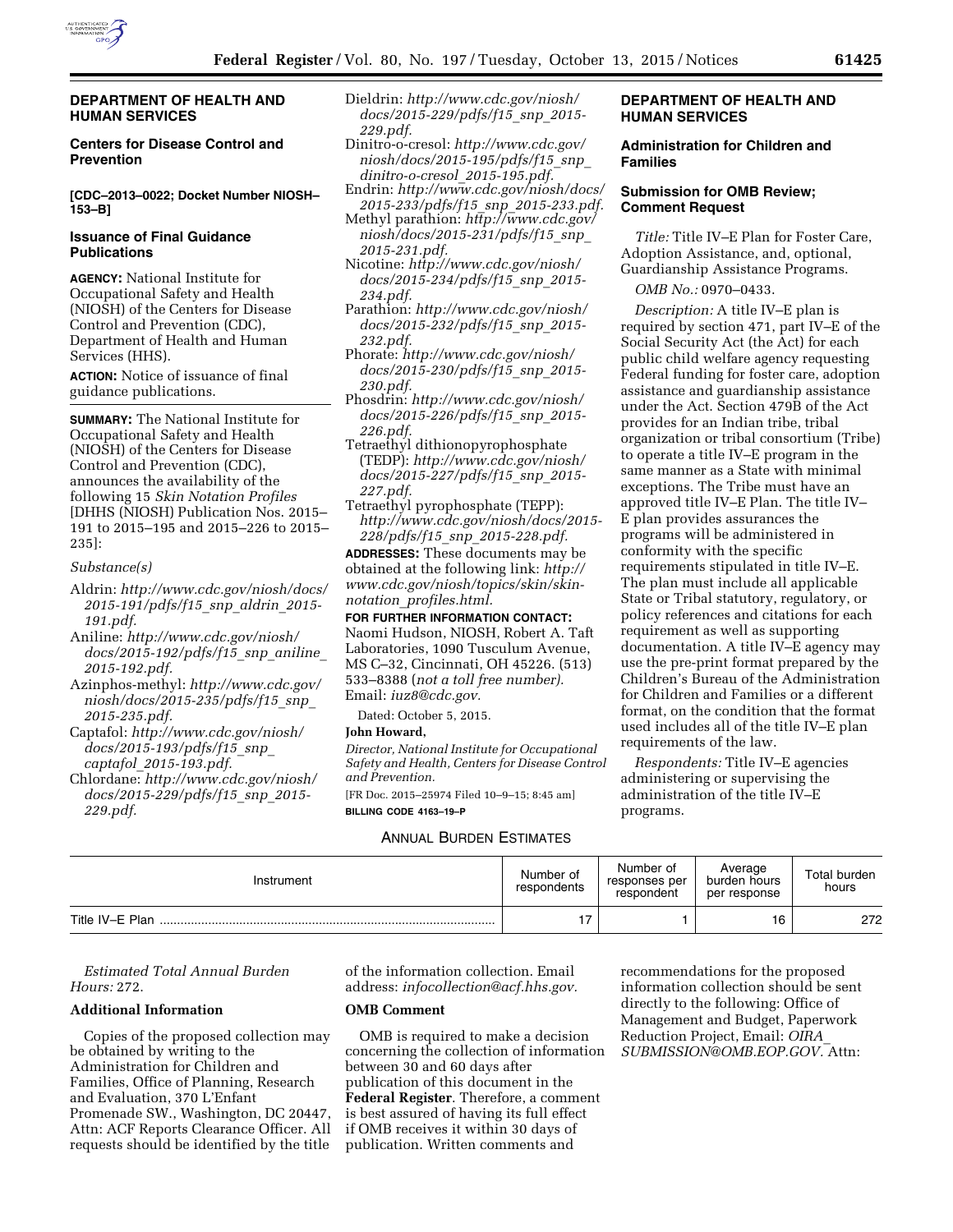## DEPARTMENT OF HEALTH AND HUMAN SERVICES

### Centers for Disease Control and Prevention

**[CDC–2013–0022; Docket Number NIOSH–153–B]**

### Issuance of Final Guidance Publications

**AGENCY:** National Institute for Occupational Safety and Health (NIOSH) of the Centers for Disease Control and Prevention (CDC), Department of Health and Human Services (HHS).

**ACTION:** Notice of issuance of final guidance publications.

**SUMMARY:** The National Institute for Occupational Safety and Health (NIOSH) of the Centers for Disease Control and Prevention (CDC), announces the availability of the following 15 *Skin Notation Profiles* [DHHS (NIOSH) Publication Nos. 2015–191 to 2015–195 and 2015–226 to 2015–235]:

*Substance(s)*

- Aldrin: *http://www.cdc.gov/niosh/docs/2015-191/pdfs/f15_snp_aldrin_2015-191.pdf.*
- Aniline: *http://www.cdc.gov/niosh/docs/2015-192/pdfs/f15_snp_aniline_2015-192.pdf.*
- Azinphos-methyl: *http://www.cdc.gov/niosh/docs/2015-235/pdfs/f15_snp_2015-235.pdf.*
- Captafol: *http://www.cdc.gov/niosh/docs/2015-193/pdfs/f15_snp_captafol_2015-193.pdf.*
- Chlordane: *http://www.cdc.gov/niosh/docs/2015-229/pdfs/f15_snp_2015-229.pdf.*
- Dieldrin: *http://www.cdc.gov/niosh/docs/2015-229/pdfs/f15_snp_2015-229.pdf.*
- Dinitro-o-cresol: *http://www.cdc.gov/niosh/docs/2015-195/pdfs/f15_snp_dinitro-o-cresol_2015-195.pdf.*
- Endrin: *http://www.cdc.gov/niosh/docs/2015-233/pdfs/f15_snp_2015-233.pdf.*
- Methyl parathion: *http://www.cdc.gov/niosh/docs/2015-231/pdfs/f15_snp_2015-231.pdf.*
- Nicotine: *http://www.cdc.gov/niosh/docs/2015-234/pdfs/f15_snp_2015-234.pdf.*
- Parathion: *http://www.cdc.gov/niosh/docs/2015-232/pdfs/f15_snp_2015-232.pdf.*
- Phorate: *http://www.cdc.gov/niosh/docs/2015-230/pdfs/f15_snp_2015-230.pdf.*
- Phosdrin: *http://www.cdc.gov/niosh/docs/2015-226/pdfs/f15_snp_2015-226.pdf.*
- Tetraethyl dithionopyrophosphate (TEDP): *http://www.cdc.gov/niosh/docs/2015-227/pdfs/f15_snp_2015-227.pdf.*
- Tetraethyl pyrophosphate (TEPP): *http://www.cdc.gov/niosh/docs/2015-228/pdfs/f15_snp_2015-228.pdf.*

**ADDRESSES:** These documents may be obtained at the following link: *http://www.cdc.gov/niosh/topics/skin/skin-notation_profiles.html.*

**FOR FURTHER INFORMATION CONTACT:** Naomi Hudson, NIOSH, Robert A. Taft Laboratories, 1090 Tusculum Avenue, MS C–32, Cincinnati, OH 45226. (513) 533–8388 (*not a toll free number).* Email: *iuz8@cdc.gov.*

Dated: October 5, 2015.

**John Howard,**

*Director, National Institute for Occupational Safety and Health, Centers for Disease Control and Prevention.*

[FR Doc. 2015–25974 Filed 10–9–15; 8:45 am]

**BILLING CODE 4163–19–P**

## DEPARTMENT OF HEALTH AND HUMAN SERVICES

### Administration for Children and Families

### Submission for OMB Review; Comment Request

*Title:* Title IV–E Plan for Foster Care, Adoption Assistance, and, optional, Guardianship Assistance Programs.

*OMB No.:* 0970–0433.

*Description:* A title IV–E plan is required by section 471, part IV–E of the Social Security Act (the Act) for each public child welfare agency requesting Federal funding for foster care, adoption assistance and guardianship assistance under the Act. Section 479B of the Act provides for an Indian tribe, tribal organization or tribal consortium (Tribe) to operate a title IV–E program in the same manner as a State with minimal exceptions. The Tribe must have an approved title IV–E Plan. The title IV–E plan provides assurances the programs will be administered in conformity with the specific requirements stipulated in title IV–E. The plan must include all applicable State or Tribal statutory, regulatory, or policy references and citations for each requirement as well as supporting documentation. A title IV–E agency may use the pre-print format prepared by the Children's Bureau of the Administration for Children and Families or a different format, on the condition that the format used includes all of the title IV–E plan requirements of the law.

*Respondents:* Title IV–E agencies administering or supervising the administration of the title IV–E programs.

ANNUAL BURDEN ESTIMATES

| Instrument | Number of respondents | Number of responses per respondent | Average burden hours per response | Total burden hours |
|---|---|---|---|---|
| Title IV–E Plan | 17 | 1 | 16 | 272 |

*Estimated Total Annual Burden Hours:* 272.

**Additional Information**

Copies of the proposed collection may be obtained by writing to the Administration for Children and Families, Office of Planning, Research and Evaluation, 370 L'Enfant Promenade SW., Washington, DC 20447, Attn: ACF Reports Clearance Officer. All requests should be identified by the title of the information collection. Email address: *infocollection@acf.hhs.gov.*

**OMB Comment**

OMB is required to make a decision concerning the collection of information between 30 and 60 days after publication of this document in the **Federal Register**. Therefore, a comment is best assured of having its full effect if OMB receives it within 30 days of publication. Written comments and recommendations for the proposed information collection should be sent directly to the following: Office of Management and Budget, Paperwork Reduction Project, Email: *OIRA_SUBMISSION@OMB.EOP.GOV.* Attn: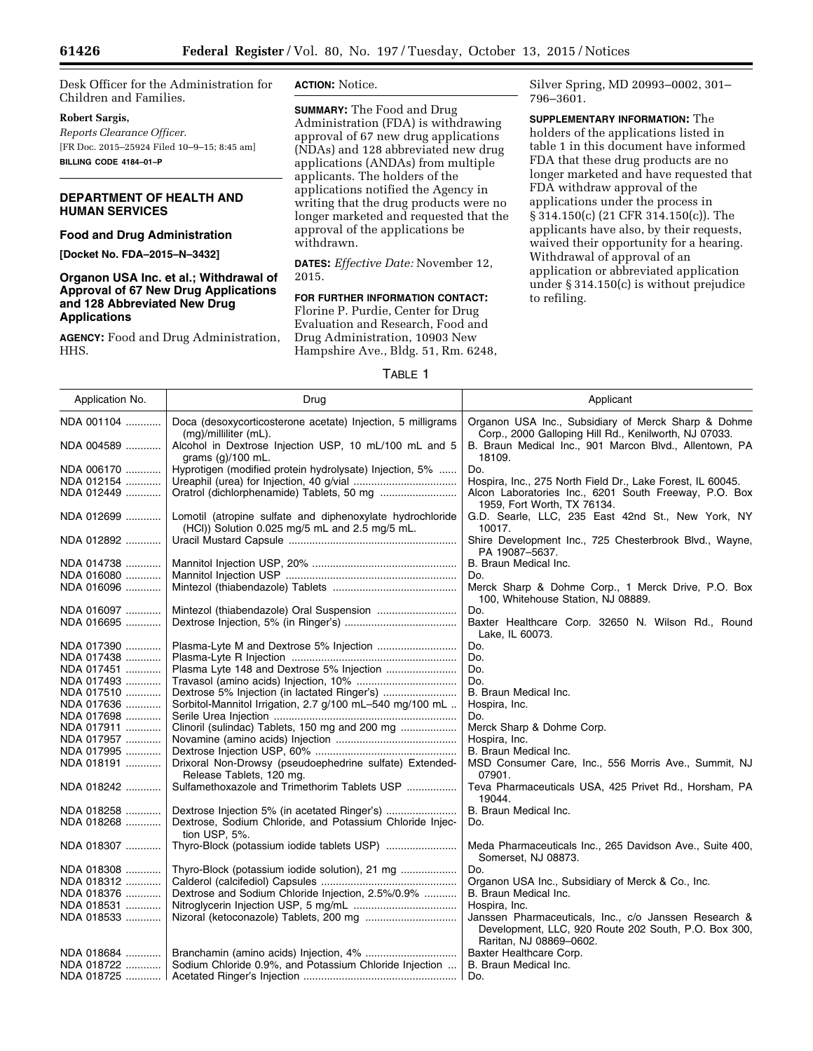Desk Officer for the Administration for Children and Families.

**Robert Sargis,**

*Reports Clearance Officer.*

[FR Doc. 2015–25924 Filed 10–9–15; 8:45 am]

**BILLING CODE 4184–01–P**

## DEPARTMENT OF HEALTH AND HUMAN SERVICES

### Food and Drug Administration

**[Docket No. FDA–2015–N–3432]**

### Organon USA Inc. et al.; Withdrawal of Approval of 67 New Drug Applications and 128 Abbreviated New Drug Applications

**AGENCY:** Food and Drug Administration, HHS.

**ACTION:** Notice.

**SUMMARY:** The Food and Drug Administration (FDA) is withdrawing approval of 67 new drug applications (NDAs) and 128 abbreviated new drug applications (ANDAs) from multiple applicants. The holders of the applications notified the Agency in writing that the drug products were no longer marketed and requested that the approval of the applications be withdrawn.

**DATES:** *Effective Date:* November 12, 2015.

**FOR FURTHER INFORMATION CONTACT:** Florine P. Purdie, Center for Drug Evaluation and Research, Food and Drug Administration, 10903 New Hampshire Ave., Bldg. 51, Rm. 6248, Silver Spring, MD 20993–0002, 301–796–3601.

**SUPPLEMENTARY INFORMATION:** The holders of the applications listed in table 1 in this document have informed FDA that these drug products are no longer marketed and have requested that FDA withdraw approval of the applications under the process in § 314.150(c) (21 CFR 314.150(c)). The applicants have also, by their requests, waived their opportunity for a hearing. Withdrawal of approval of an application or abbreviated application under § 314.150(c) is without prejudice to refiling.

TABLE 1

| Application No. | Drug | Applicant |
|---|---|---|
| NDA 001104 | Doca (desoxycorticosterone acetate) Injection, 5 milligrams (mg)/milliliter (mL). | Organon USA Inc., Subsidiary of Merck Sharp & Dohme Corp., 2000 Galloping Hill Rd., Kenilworth, NJ 07033. |
| NDA 004589 | Alcohol in Dextrose Injection USP, 10 mL/100 mL and 5 grams (g)/100 mL. | B. Braun Medical Inc., 901 Marcon Blvd., Allentown, PA 18109. |
| NDA 006170 | Hyprotigen (modified protein hydrolysate) Injection, 5% | Do. |
| NDA 012154 | Ureaphil (urea) for Injection, 40 g/vial | Hospira, Inc., 275 North Field Dr., Lake Forest, IL 60045. |
| NDA 012449 | Oratrol (dichlorphenamide) Tablets, 50 mg | Alcon Laboratories Inc., 6201 South Freeway, P.O. Box 1959, Fort Worth, TX 76134. |
| NDA 012699 | Lomotil (atropine sulfate and diphenoxylate hydrochloride (HCl)) Solution 0.025 mg/5 mL and 2.5 mg/5 mL. | G.D. Searle, LLC, 235 East 42nd St., New York, NY 10017. |
| NDA 012892 | Uracil Mustard Capsule | Shire Development Inc., 725 Chesterbrook Blvd., Wayne, PA 19087–5637. |
| NDA 014738 | Mannitol Injection USP, 20% | B. Braun Medical Inc. |
| NDA 016080 | Mannitol Injection USP | Do. |
| NDA 016096 | Mintezol (thiabendazole) Tablets | Merck Sharp & Dohme Corp., 1 Merck Drive, P.O. Box 100, Whitehouse Station, NJ 08889. |
| NDA 016097 | Mintezol (thiabendazole) Oral Suspension | Do. |
| NDA 016695 | Dextrose Injection, 5% (in Ringer's) | Baxter Healthcare Corp. 32650 N. Wilson Rd., Round Lake, IL 60073. |
| NDA 017390 | Plasma-Lyte M and Dextrose 5% Injection | Do. |
| NDA 017438 | Plasma-Lyte R Injection | Do. |
| NDA 017451 | Plasma Lyte 148 and Dextrose 5% Injection | Do. |
| NDA 017493 | Travasol (amino acids) Injection, 10% | Do. |
| NDA 017510 | Dextrose 5% Injection (in lactated Ringer's) | B. Braun Medical Inc. |
| NDA 017636 | Sorbitol-Mannitol Irrigation, 2.7 g/100 mL–540 mg/100 mL | Hospira, Inc. |
| NDA 017698 | Serile Urea Injection | Do. |
| NDA 017911 | Clinoril (sulindac) Tablets, 150 mg and 200 mg | Merck Sharp & Dohme Corp. |
| NDA 017957 | Novamine (amino acids) Injection | Hospira, Inc. |
| NDA 017995 | Dextrose Injection USP, 60% | B. Braun Medical Inc. |
| NDA 018191 | Drixoral Non-Drowsy (pseudoephedrine sulfate) Extended-Release Tablets, 120 mg. | MSD Consumer Care, Inc., 556 Morris Ave., Summit, NJ 07901. |
| NDA 018242 | Sulfamethoxazole and Trimethorim Tablets USP | Teva Pharmaceuticals USA, 425 Privet Rd., Horsham, PA 19044. |
| NDA 018258 | Dextrose Injection 5% (in acetated Ringer's) | B. Braun Medical Inc. |
| NDA 018268 | Dextrose, Sodium Chloride, and Potassium Chloride Injection USP, 5%. | Do. |
| NDA 018307 | Thyro-Block (potassium iodide tablets USP) | Meda Pharmaceuticals Inc., 265 Davidson Ave., Suite 400, Somerset, NJ 08873. |
| NDA 018308 | Thyro-Block (potassium iodide solution), 21 mg | Do. |
| NDA 018312 | Calderol (calcifediol) Capsules | Organon USA Inc., Subsidiary of Merck & Co., Inc. |
| NDA 018376 | Dextrose and Sodium Chloride Injection, 2.5%/0.9% | B. Braun Medical Inc. |
| NDA 018531 | Nitroglycerin Injection USP, 5 mg/mL | Hospira, Inc. |
| NDA 018533 | Nizoral (ketoconazole) Tablets, 200 mg | Janssen Pharmaceuticals, Inc., c/o Janssen Research & Development, LLC, 920 Route 202 South, P.O. Box 300, Raritan, NJ 08869–0602. |
| NDA 018684 | Branchamin (amino acids) Injection, 4% | Baxter Healthcare Corp. |
| NDA 018722 | Sodium Chloride 0.9%, and Potassium Chloride Injection | B. Braun Medical Inc. |
| NDA 018725 | Acetated Ringer's Injection | Do. |